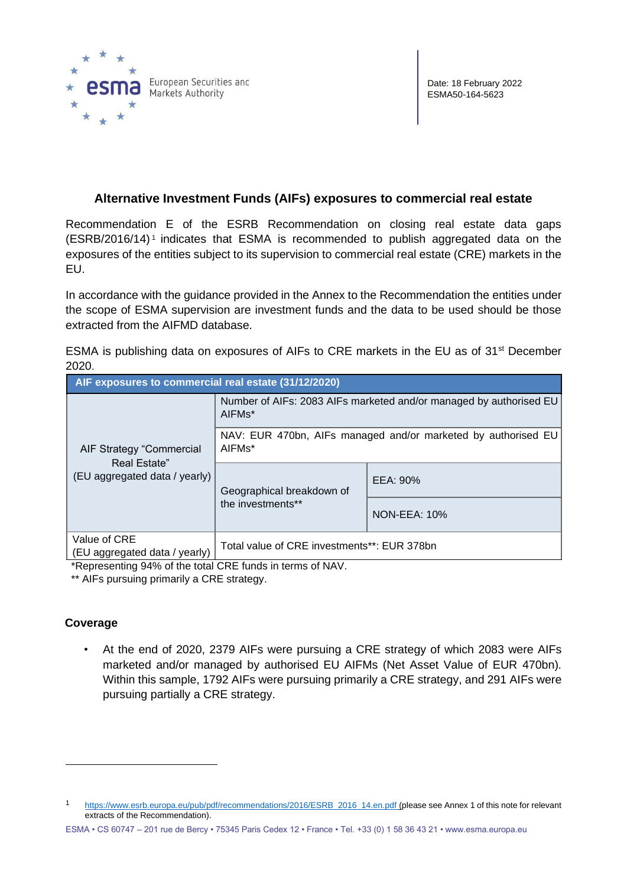Date: 18 February 2022
ESMA50-164-5623

# Alternative Investment Funds (AIFs) exposures to commercial real estate

Recommendation E of the ESRB Recommendation on closing real estate data gaps (ESRB/2016/14)[1] indicates that ESMA is recommended to publish aggregated data on the exposures of the entities subject to its supervision to commercial real estate (CRE) markets in the EU.

In accordance with the guidance provided in the Annex to the Recommendation the entities under the scope of ESMA supervision are investment funds and the data to be used should be those extracted from the AIFMD database.

ESMA is publishing data on exposures of AIFs to CRE markets in the EU as of 31st December 2020.

| AIF exposures to commercial real estate (31/12/2020) | | |
|---|---|---|
| AIF Strategy "Commercial Real Estate" (EU aggregated data / yearly) | Number of AIFs: 2083 AIFs marketed and/or managed by authorised EU AIFMs* | |
| | NAV: EUR 470bn, AIFs managed and/or marketed by authorised EU AIFMs* | |
| | Geographical breakdown of the investments** | EEA: 90% |
| | | NON-EEA: 10% |
| Value of CRE (EU aggregated data / yearly) | Total value of CRE investments**: EUR 378bn | |

*Representing 94% of the total CRE funds in terms of NAV.

** AIFs pursuing primarily a CRE strategy.

## Coverage

- At the end of 2020, 2379 AIFs were pursuing a CRE strategy of which 2083 were AIFs marketed and/or managed by authorised EU AIFMs (Net Asset Value of EUR 470bn). Within this sample, 1792 AIFs were pursuing primarily a CRE strategy, and 291 AIFs were pursuing partially a CRE strategy.

---

[1] https://www.esrb.europa.eu/pub/pdf/recommendations/2016/ESRB_2016_14.en.pdf (please see Annex 1 of this note for relevant extracts of the Recommendation).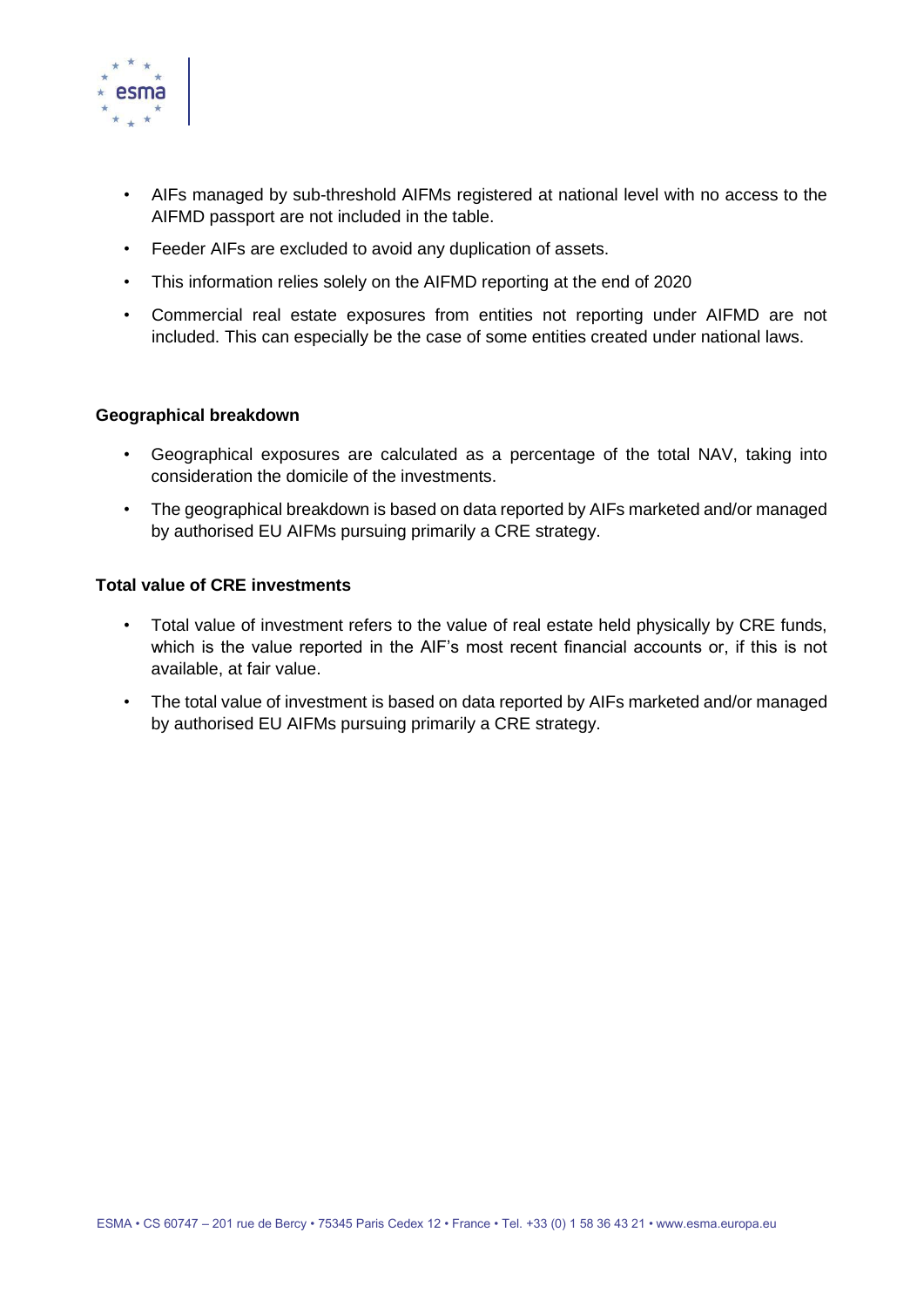- AIFs managed by sub-threshold AIFMs registered at national level with no access to the AIFMD passport are not included in the table.
- Feeder AIFs are excluded to avoid any duplication of assets.
- This information relies solely on the AIFMD reporting at the end of 2020
- Commercial real estate exposures from entities not reporting under AIFMD are not included. This can especially be the case of some entities created under national laws.

**Geographical breakdown**

- Geographical exposures are calculated as a percentage of the total NAV, taking into consideration the domicile of the investments.
- The geographical breakdown is based on data reported by AIFs marketed and/or managed by authorised EU AIFMs pursuing primarily a CRE strategy.

**Total value of CRE investments**

- Total value of investment refers to the value of real estate held physically by CRE funds, which is the value reported in the AIF's most recent financial accounts or, if this is not available, at fair value.
- The total value of investment is based on data reported by AIFs marketed and/or managed by authorised EU AIFMs pursuing primarily a CRE strategy.